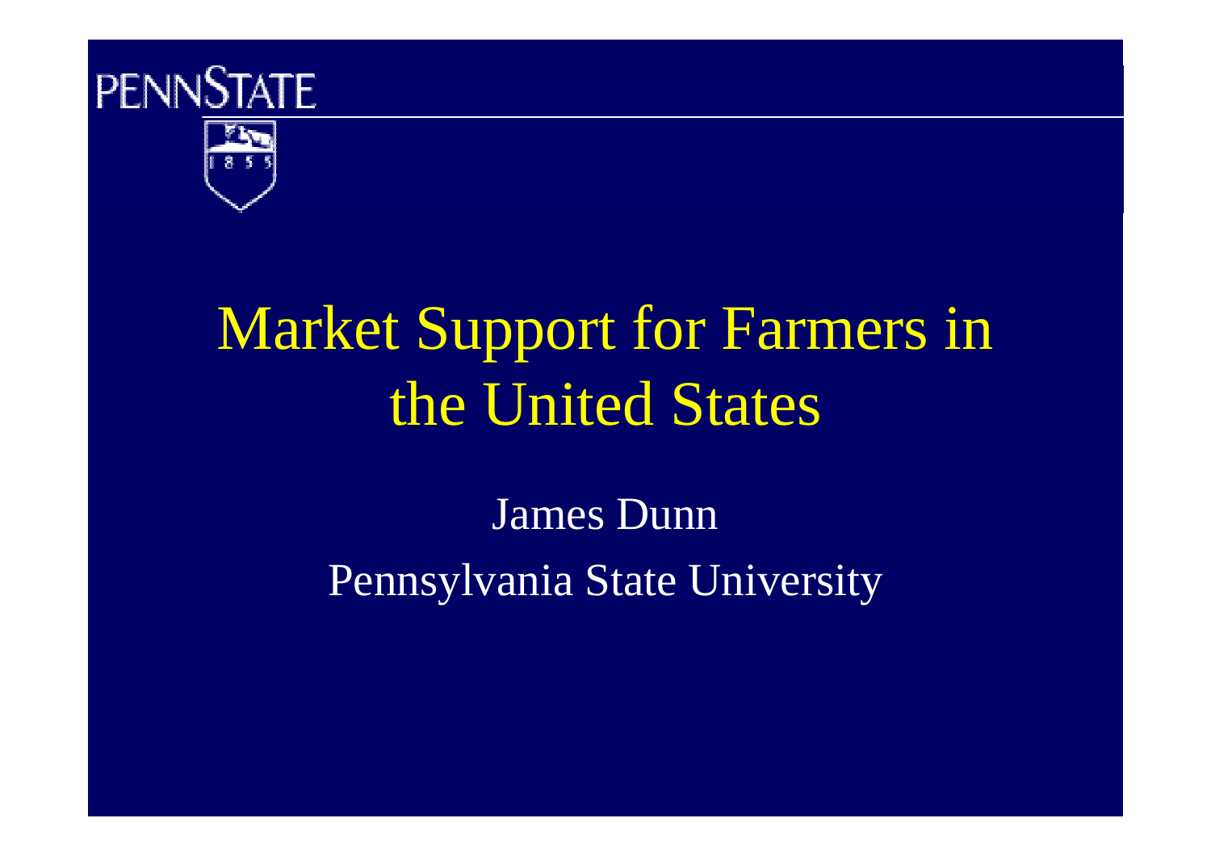PENNSTATE

# Market Support for Farmers in the United States

James Dunn

Pennsylvania State University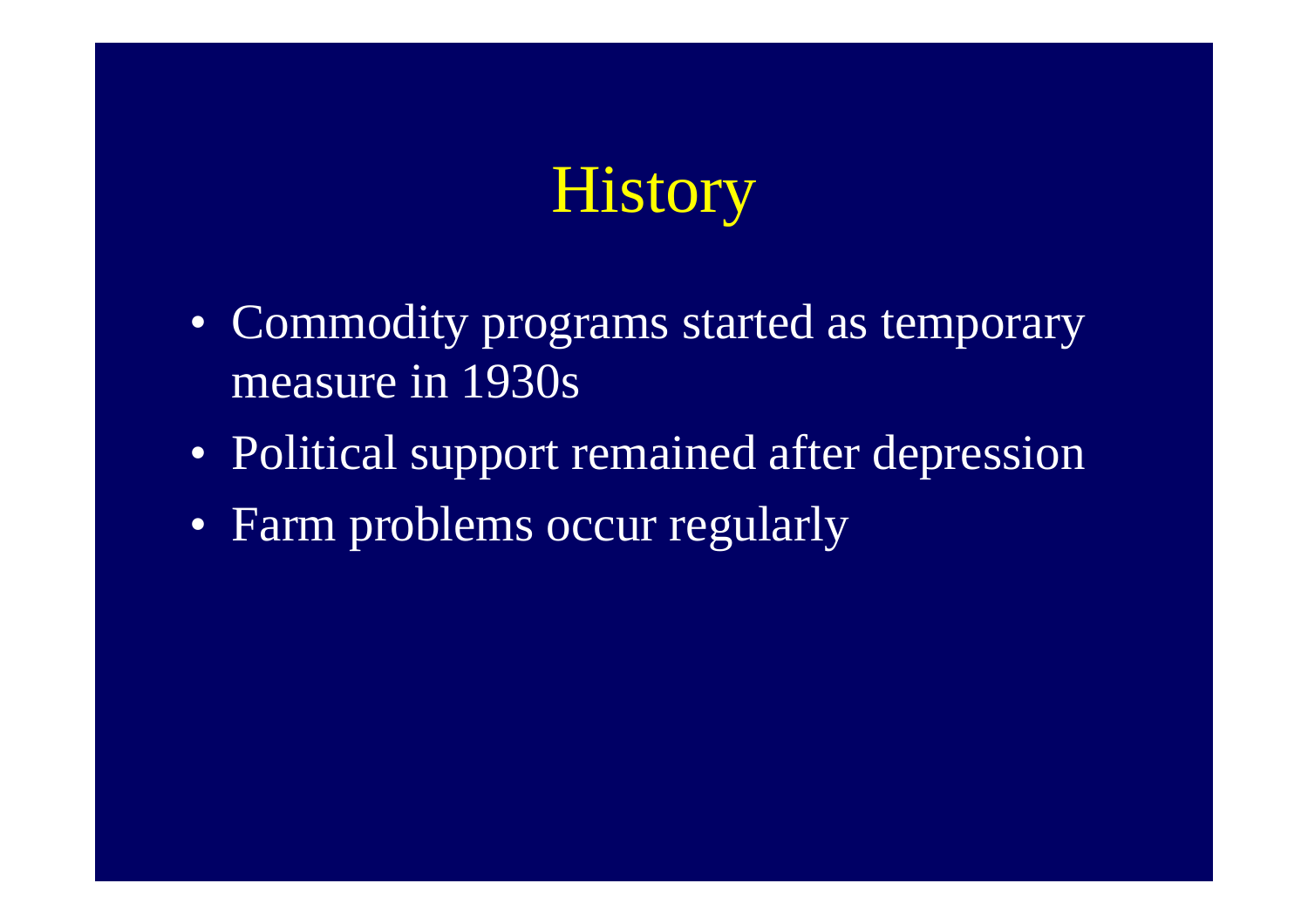# History

- Commodity programs started as temporary measure in 1930s
- Political support remained after depression
- Farm problems occur regularly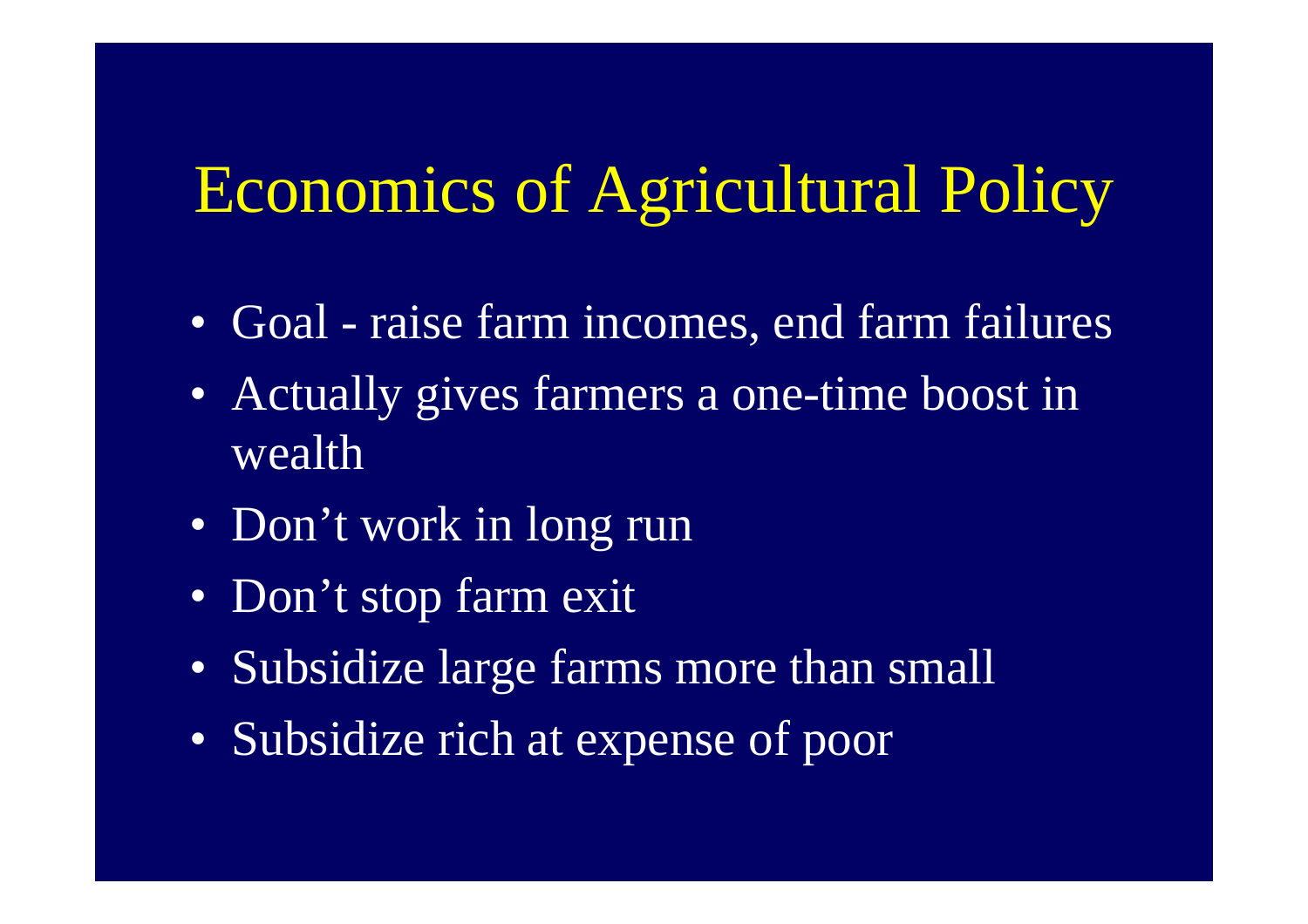# Economics of Agricultural Policy

- Goal - raise farm incomes, end farm failures
- Actually gives farmers a one-time boost in wealth
- Don’t work in long run
- Don’t stop farm exit
- Subsidize large farms more than small
- Subsidize rich at expense of poor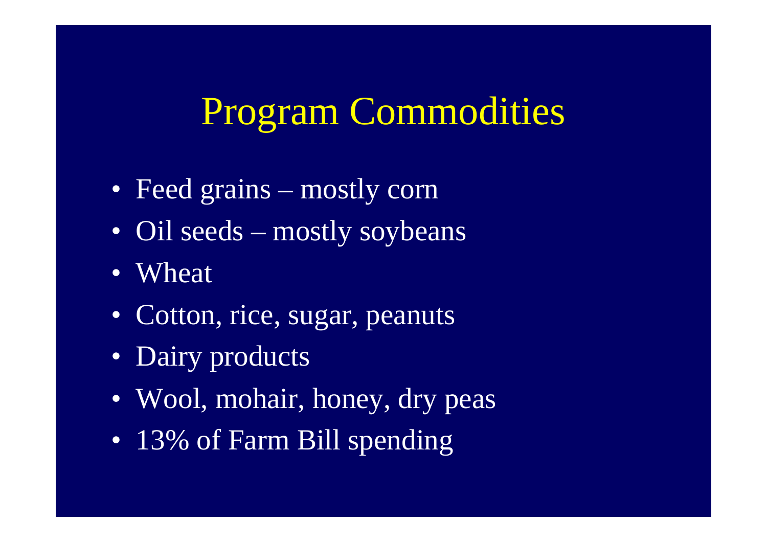# Program Commodities

- Feed grains – mostly corn
- Oil seeds – mostly soybeans
- Wheat
- Cotton, rice, sugar, peanuts
- Dairy products
- Wool, mohair, honey, dry peas
- 13% of Farm Bill spending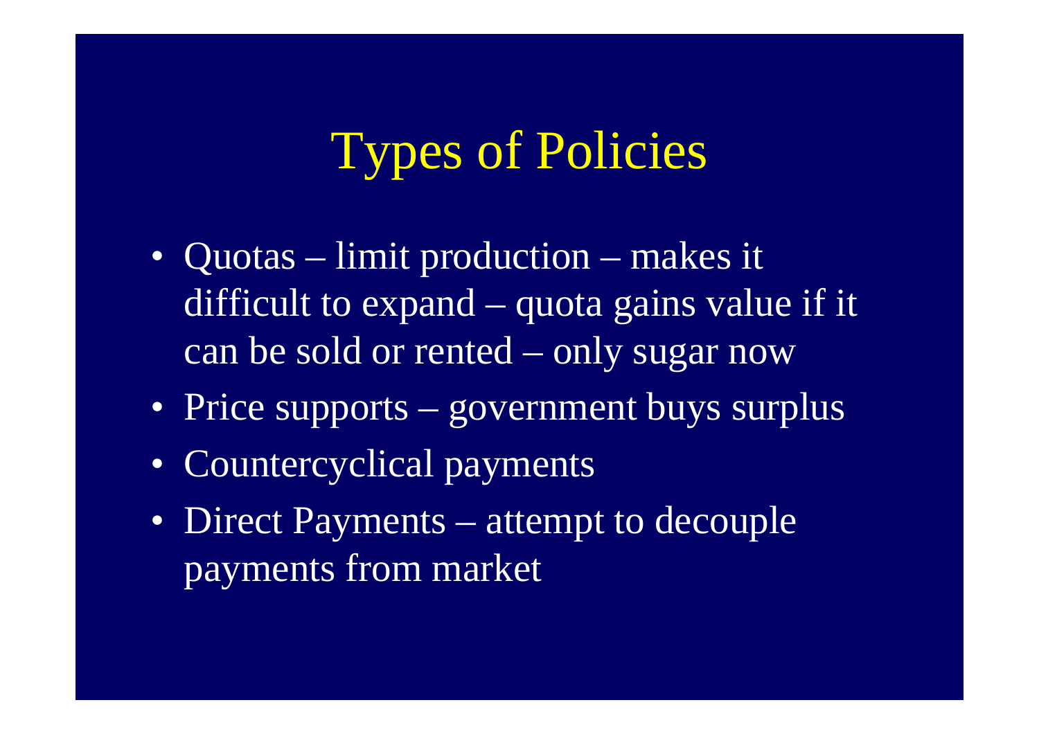# Types of Policies

- Quotas – limit production – makes it difficult to expand – quota gains value if it can be sold or rented – only sugar now
- Price supports – government buys surplus
- Countercyclical payments
- Direct Payments – attempt to decouple payments from market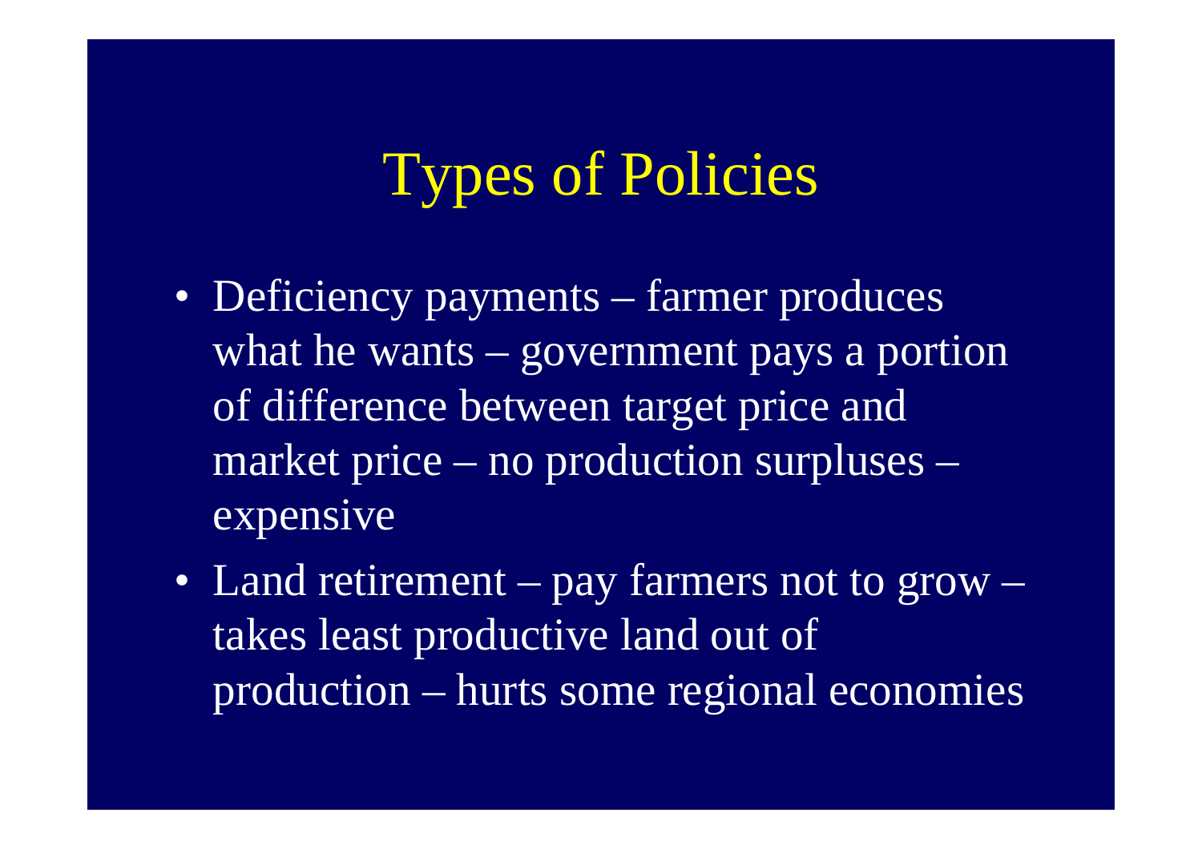# Types of Policies

- Deficiency payments – farmer produces what he wants – government pays a portion of difference between target price and market price – no production surpluses – expensive
- Land retirement – pay farmers not to grow – takes least productive land out of production – hurts some regional economies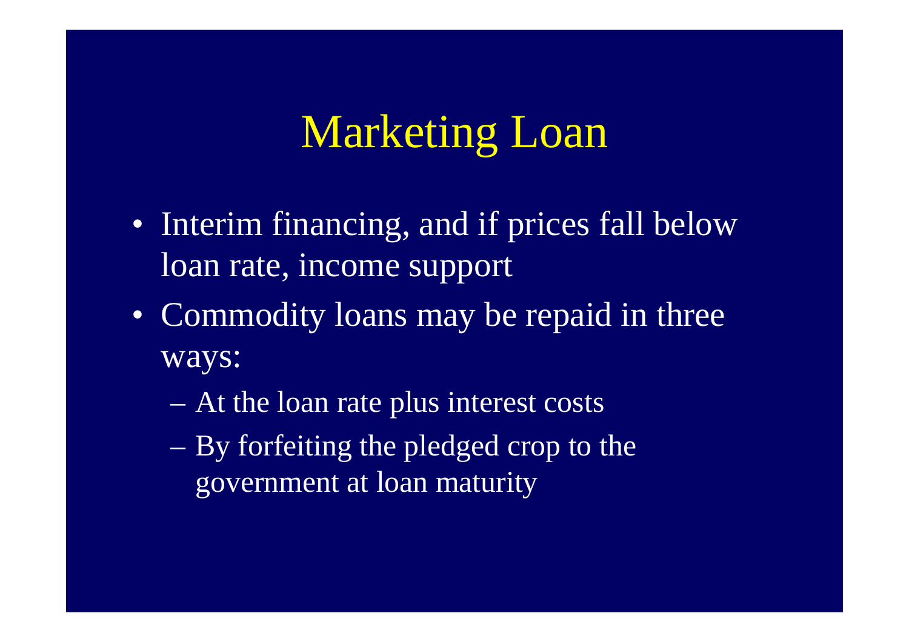# Marketing Loan

- Interim financing, and if prices fall below loan rate, income support
- Commodity loans may be repaid in three ways:
  - At the loan rate plus interest costs
  - By forfeiting the pledged crop to the government at loan maturity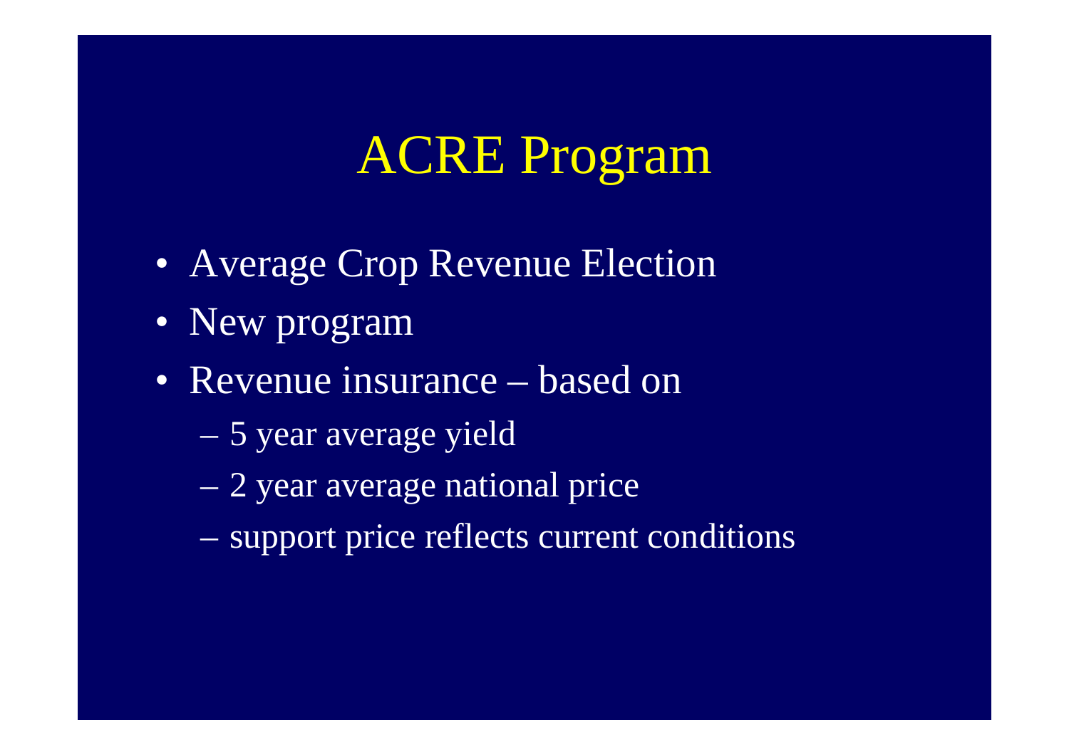# ACRE Program

- Average Crop Revenue Election
- New program
- Revenue insurance – based on
  - 5 year average yield
  - 2 year average national price
  - support price reflects current conditions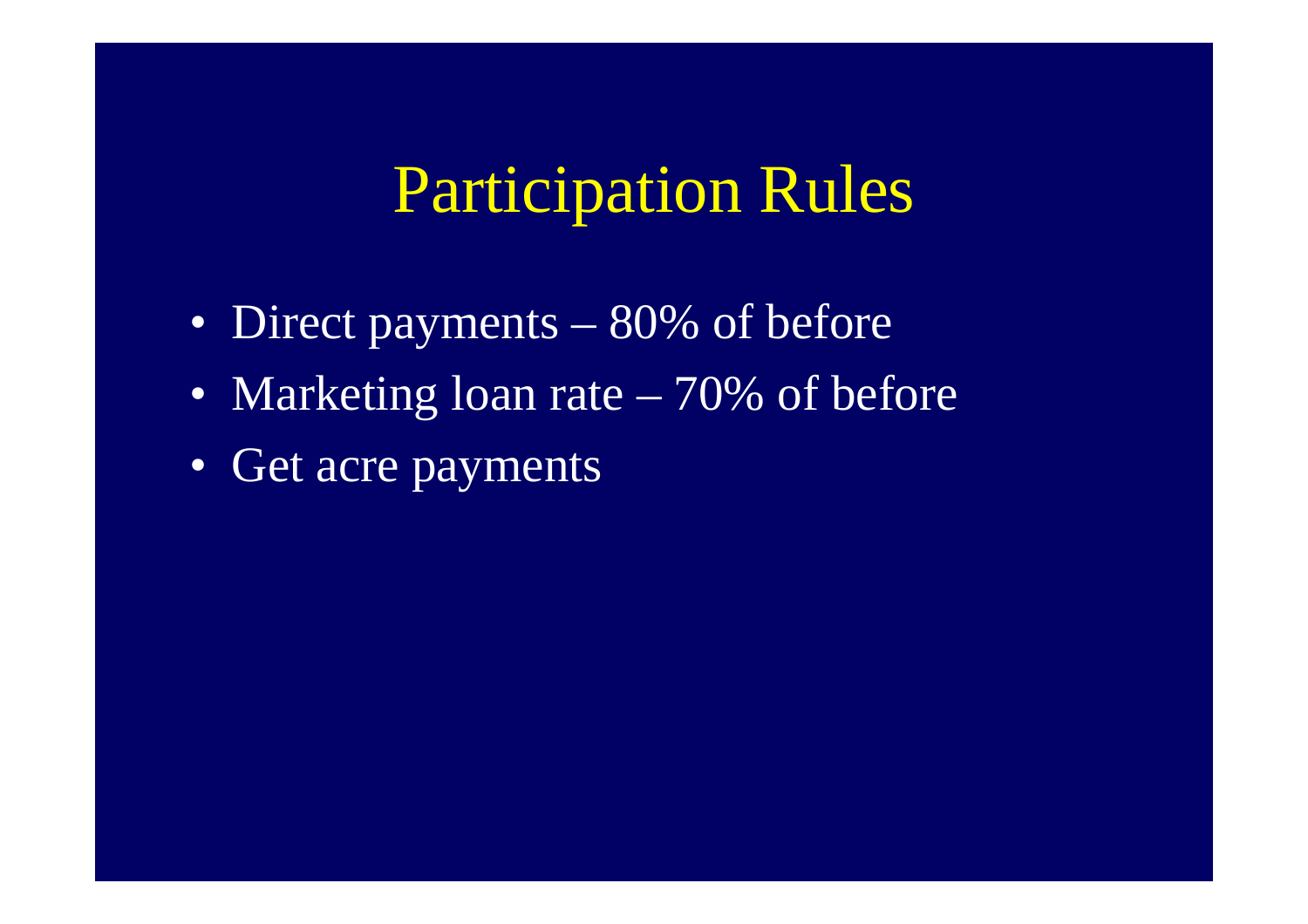# Participation Rules

- Direct payments – 80% of before
- Marketing loan rate – 70% of before
- Get acre payments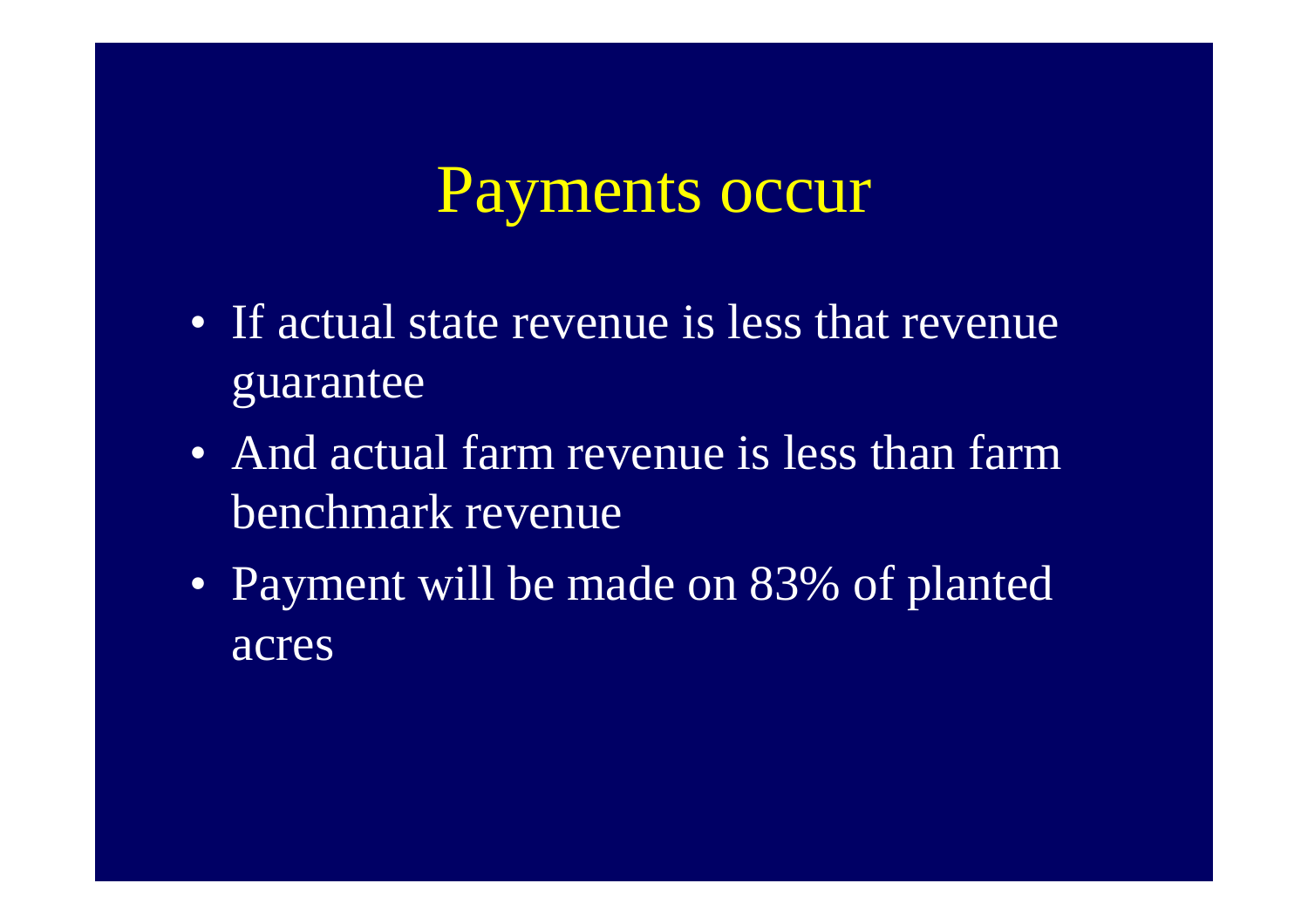# Payments occur

- If actual state revenue is less that revenue guarantee
- And actual farm revenue is less than farm benchmark revenue
- Payment will be made on 83% of planted acres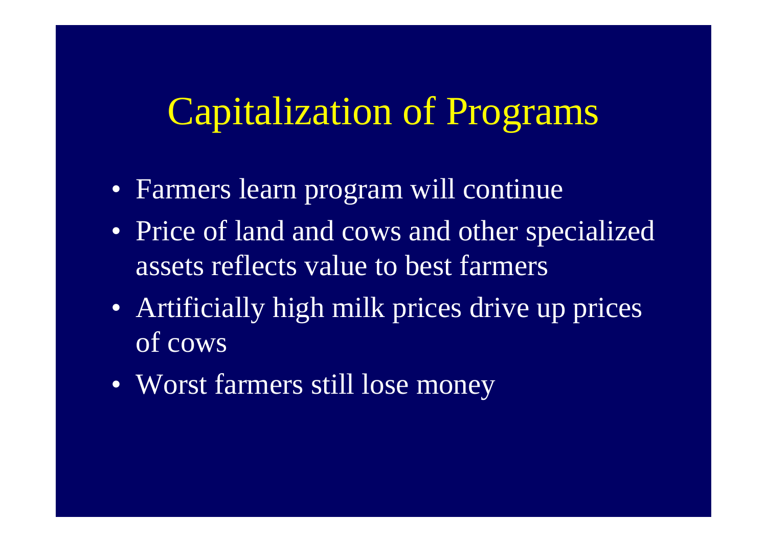# Capitalization of Programs

- Farmers learn program will continue
- Price of land and cows and other specialized assets reflects value to best farmers
- Artificially high milk prices drive up prices of cows
- Worst farmers still lose money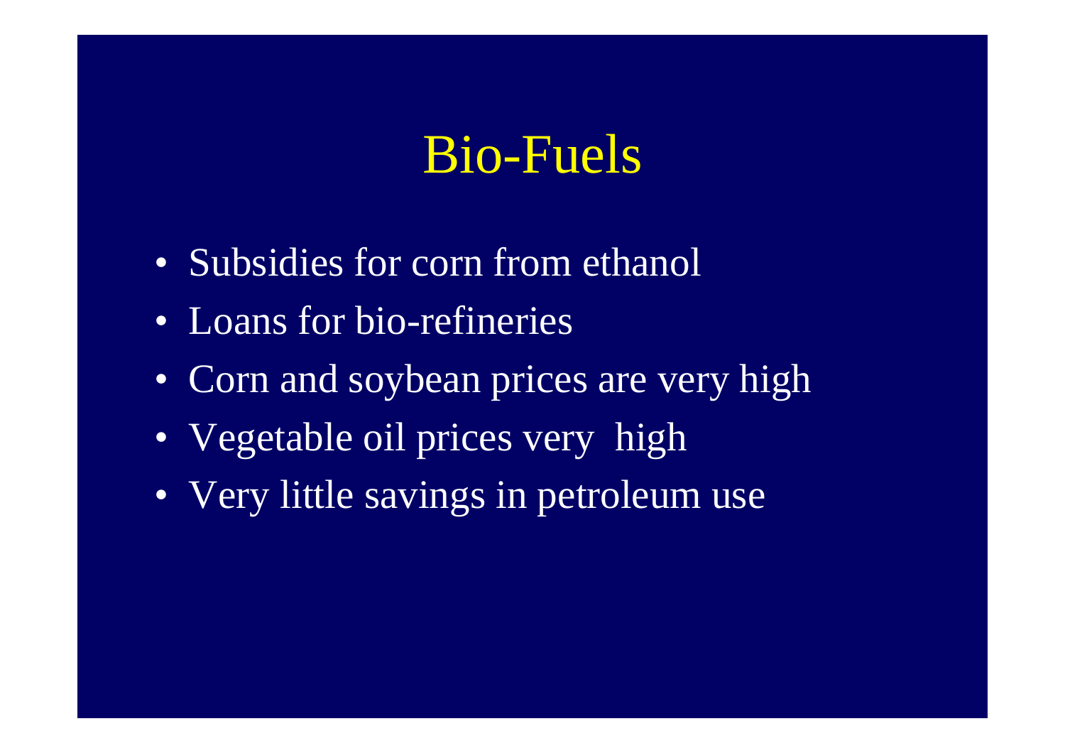# Bio-Fuels

- Subsidies for corn from ethanol
- Loans for bio-refineries
- Corn and soybean prices are very high
- Vegetable oil prices very high
- Very little savings in petroleum use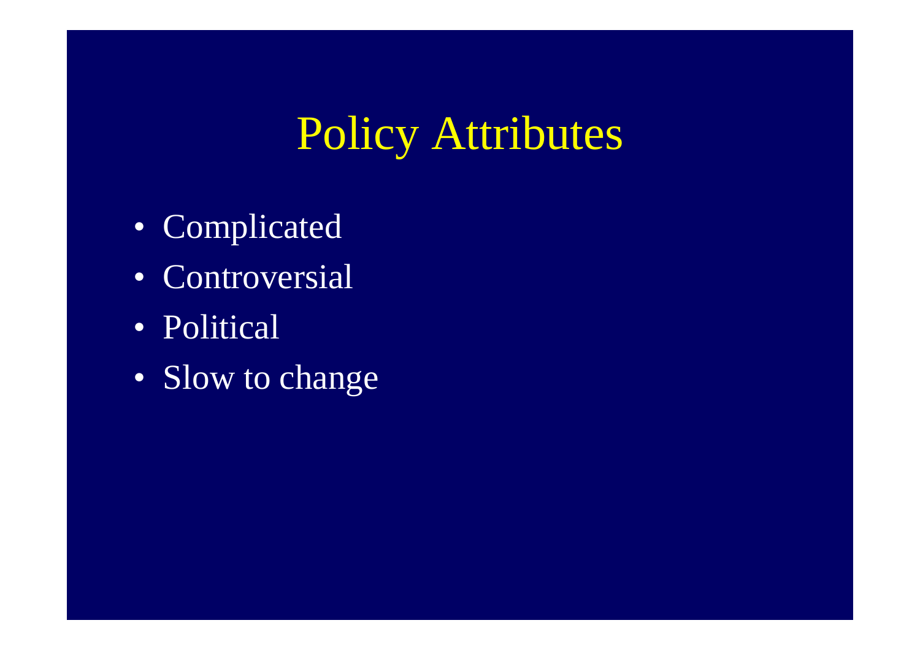# Policy Attributes

- Complicated
- Controversial
- Political
- Slow to change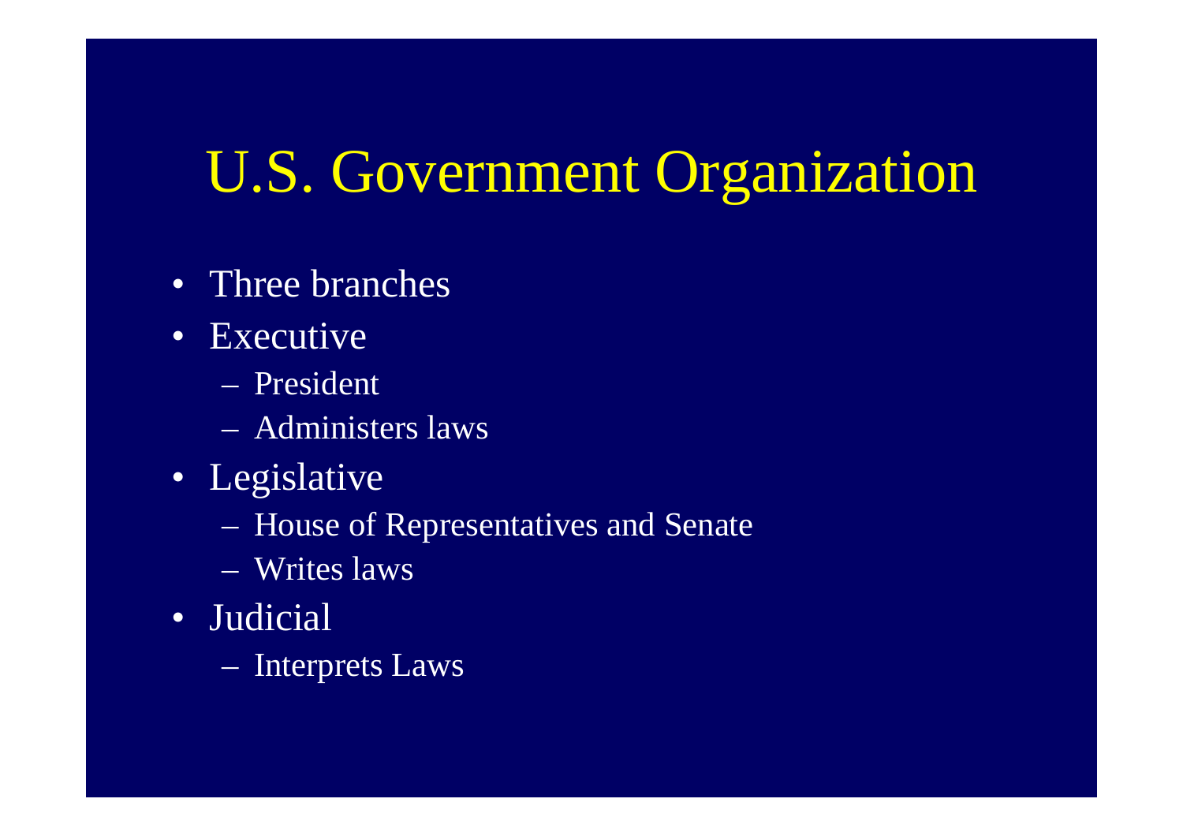# U.S. Government Organization

- Three branches
- Executive
  - President
  - Administers laws
- Legislative
  - House of Representatives and Senate
  - Writes laws
- Judicial
  - Interprets Laws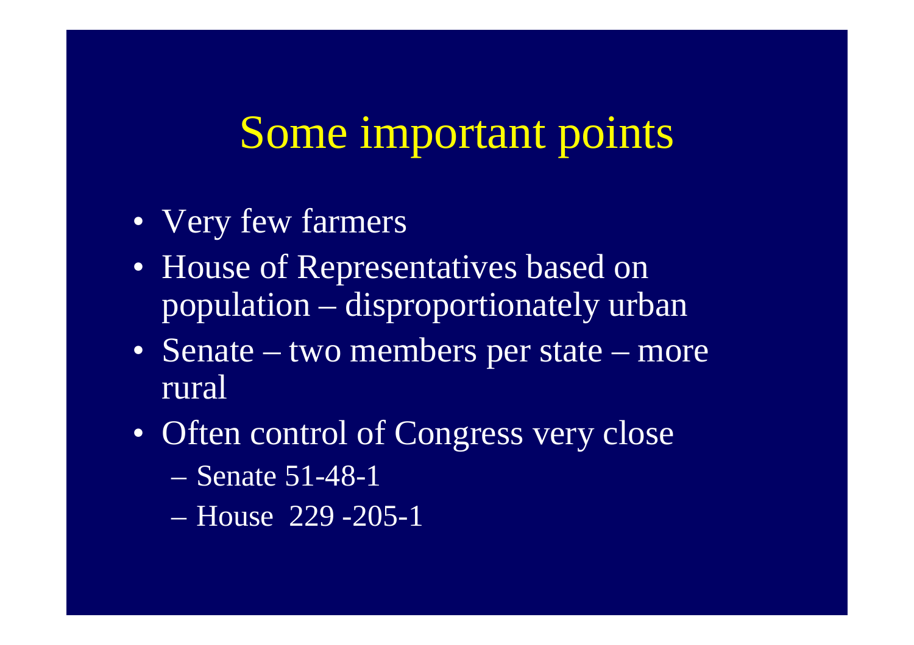# Some important points

- Very few farmers
- House of Representatives based on population – disproportionately urban
- Senate – two members per state – more rural
- Often control of Congress very close
  - Senate 51-48-1
  - House 229 -205-1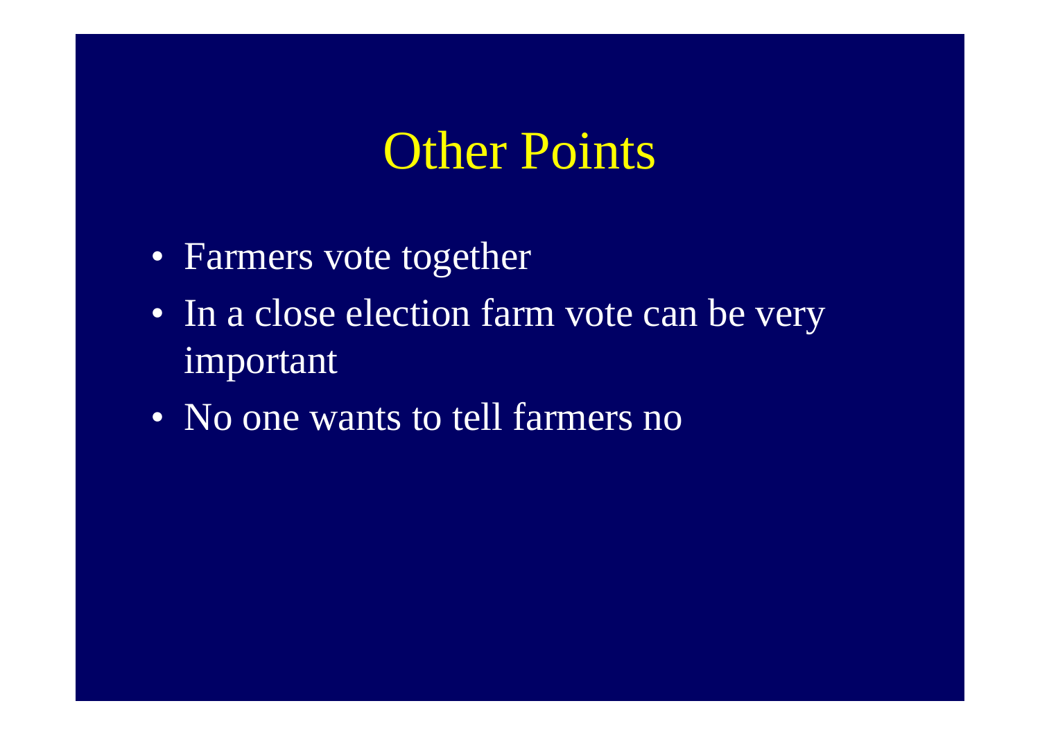# Other Points

- Farmers vote together
- In a close election farm vote can be very important
- No one wants to tell farmers no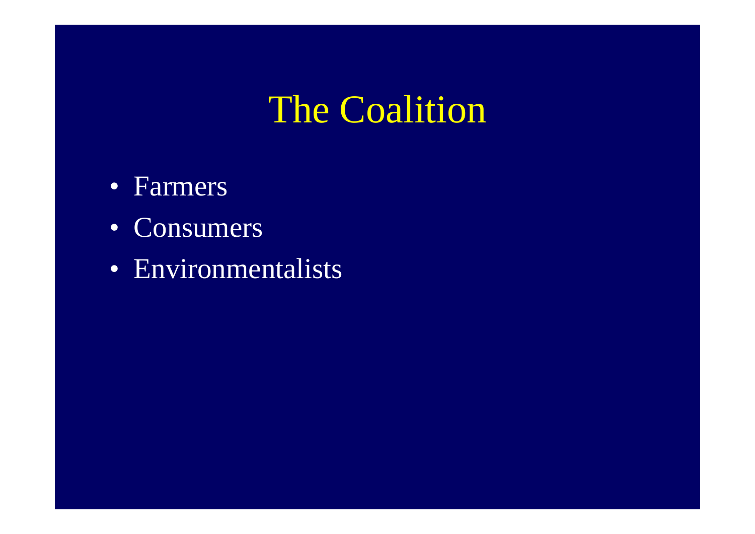# The Coalition

- Farmers
- Consumers
- Environmentalists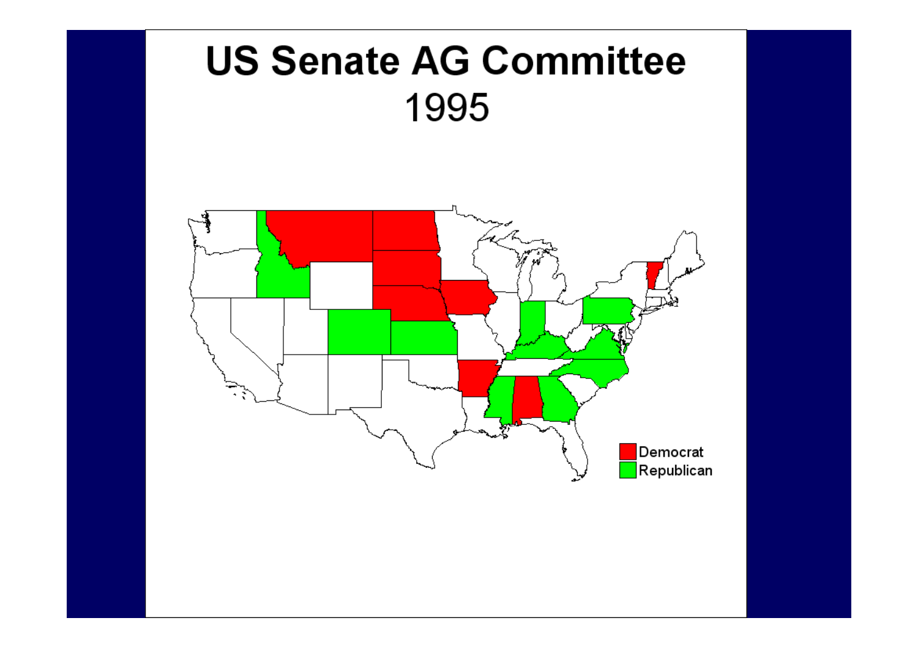# US Senate AG Committee

## 1995

Democrat

Republican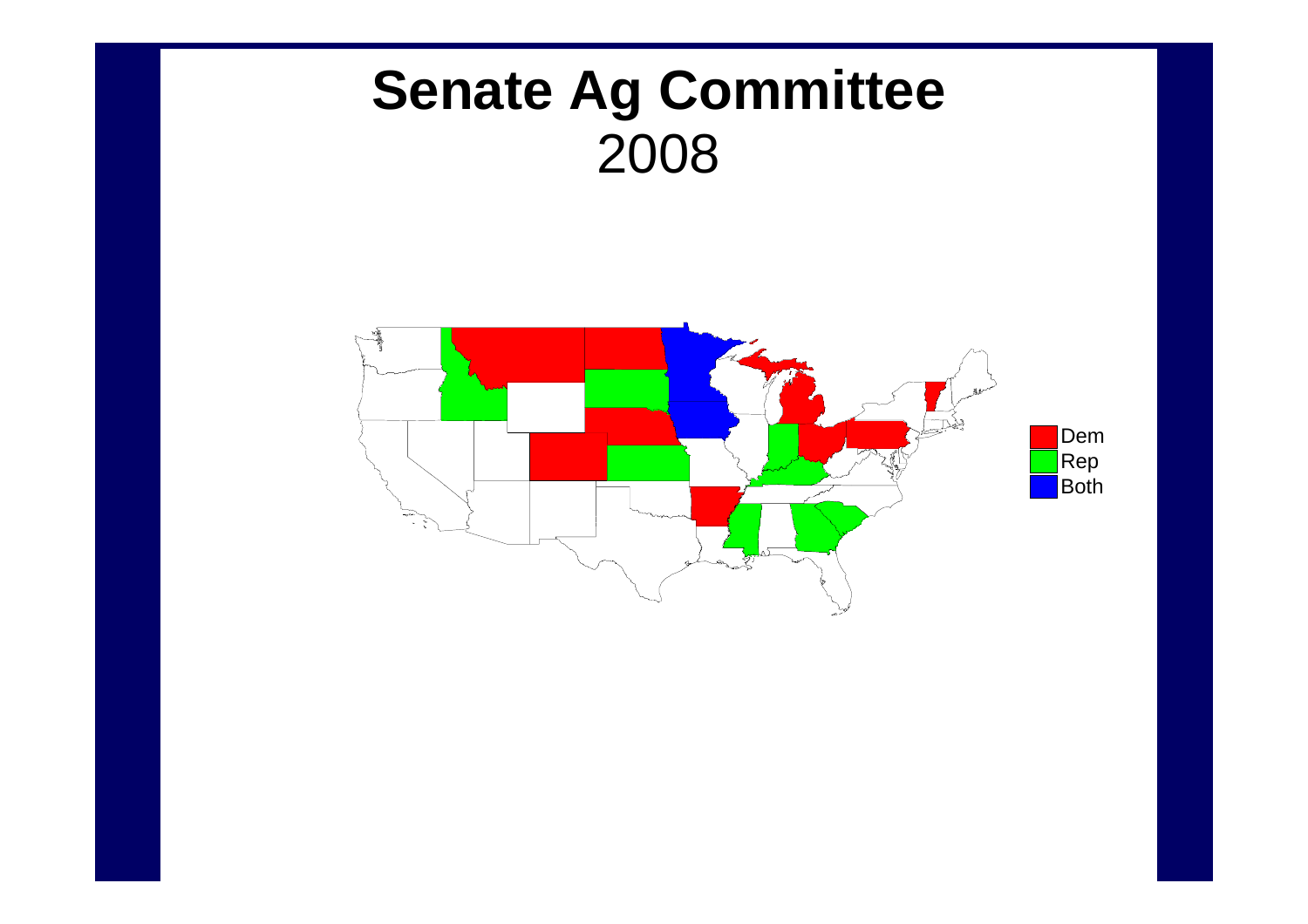# Senate Ag Committee

2008

Dem
Rep
Both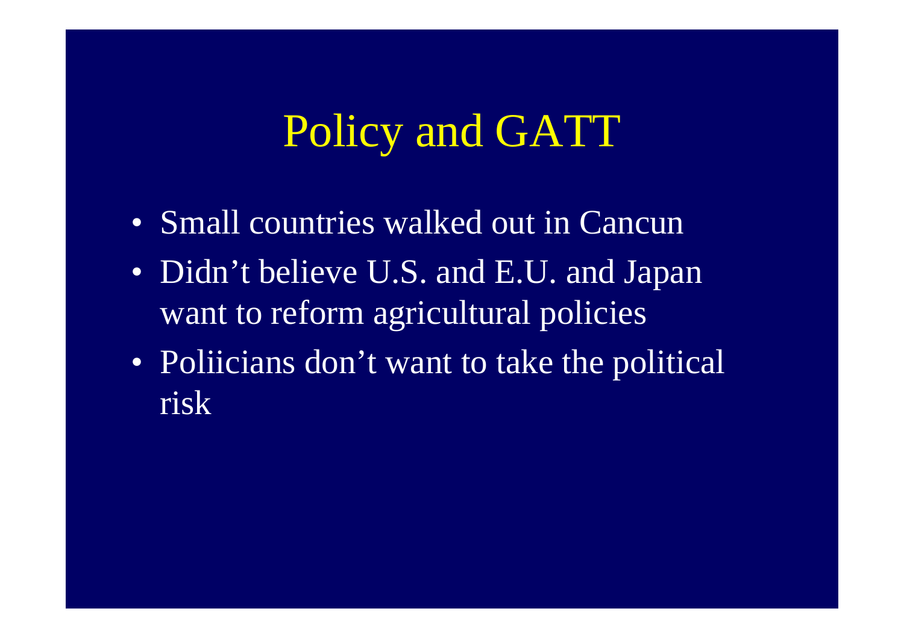# Policy and GATT

- Small countries walked out in Cancun
- Didn't believe U.S. and E.U. and Japan want to reform agricultural policies
- Poliicians don't want to take the political risk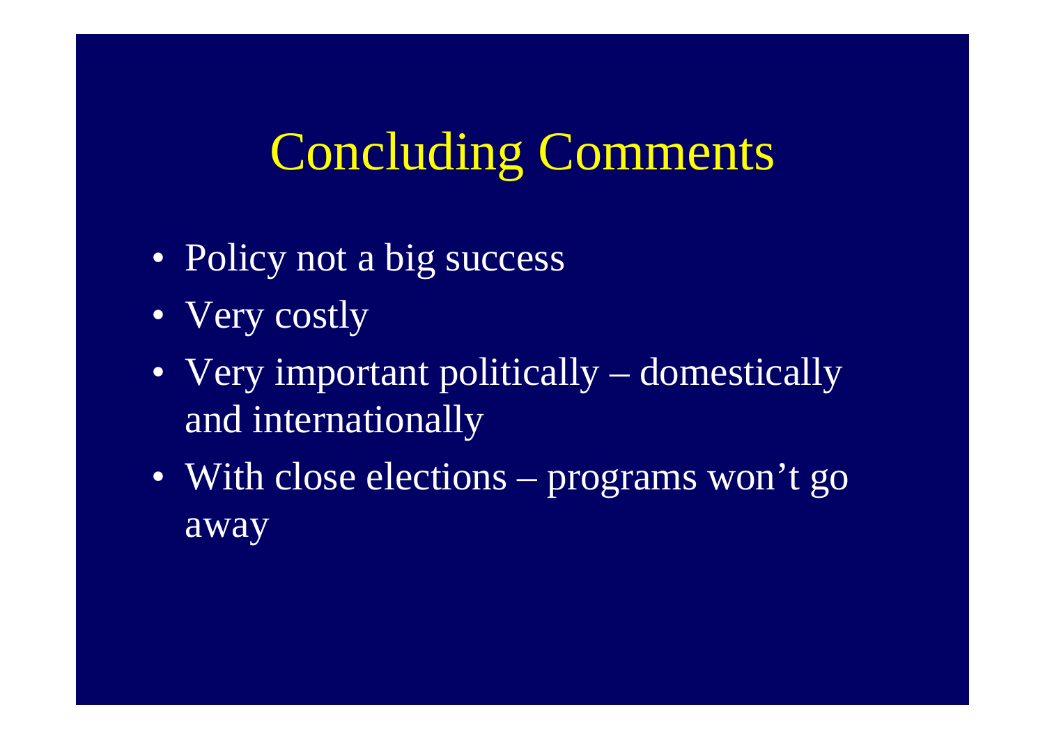# Concluding Comments

- Policy not a big success
- Very costly
- Very important politically – domestically and internationally
- With close elections – programs won't go away